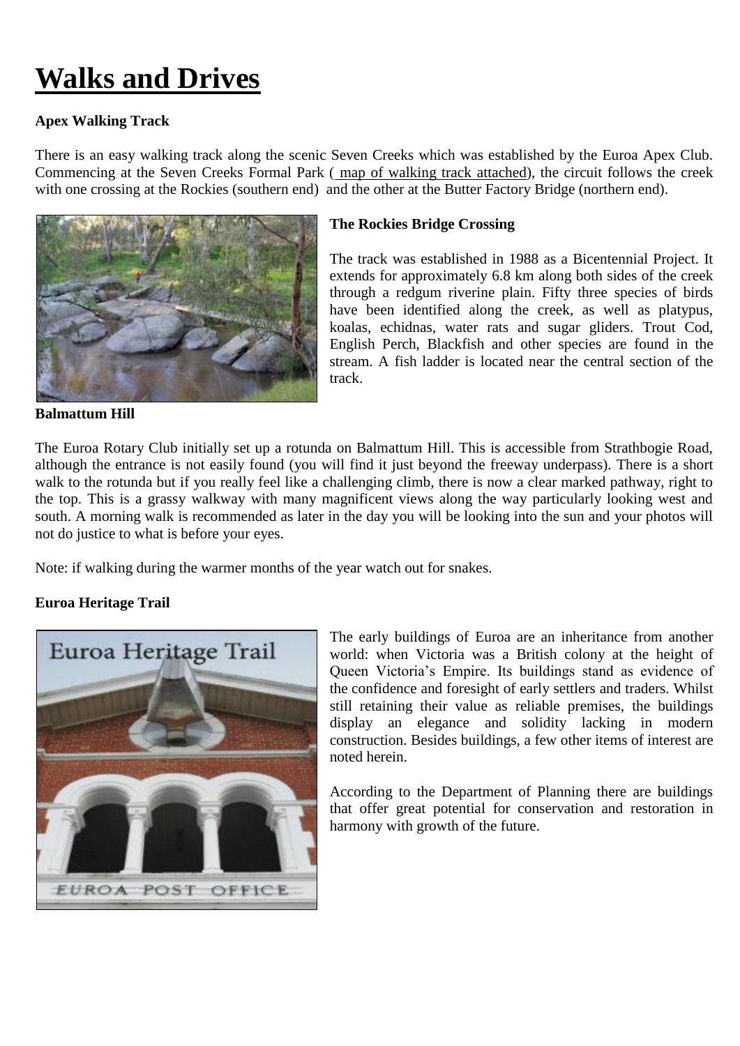# Walks and Drives

### Apex Walking Track

There is an easy walking track along the scenic Seven Creeks which was established by the Euroa Apex Club. Commencing at the Seven Creeks Formal Park ( map of walking track attached), the circuit follows the creek with one crossing at the Rockies (southern end) and the other at the Butter Factory Bridge (northern end).

**The Rockies Bridge Crossing**

The track was established in 1988 as a Bicentennial Project. It extends for approximately 6.8 km along both sides of the creek through a redgum riverine plain. Fifty three species of birds have been identified along the creek, as well as platypus, koalas, echidnas, water rats and sugar gliders. Trout Cod, English Perch, Blackfish and other species are found in the stream. A fish ladder is located near the central section of the track.

### Balmattum Hill

The Euroa Rotary Club initially set up a rotunda on Balmattum Hill. This is accessible from Strathbogie Road, although the entrance is not easily found (you will find it just beyond the freeway underpass). There is a short walk to the rotunda but if you really feel like a challenging climb, there is now a clear marked pathway, right to the top. This is a grassy walkway with many magnificent views along the way particularly looking west and south. A morning walk is recommended as later in the day you will be looking into the sun and your photos will not do justice to what is before your eyes.

Note: if walking during the warmer months of the year watch out for snakes.

### Euroa Heritage Trail

The early buildings of Euroa are an inheritance from another world: when Victoria was a British colony at the height of Queen Victoria's Empire. Its buildings stand as evidence of the confidence and foresight of early settlers and traders. Whilst still retaining their value as reliable premises, the buildings display an elegance and solidity lacking in modern construction. Besides buildings, a few other items of interest are noted herein.

According to the Department of Planning there are buildings that offer great potential for conservation and restoration in harmony with growth of the future.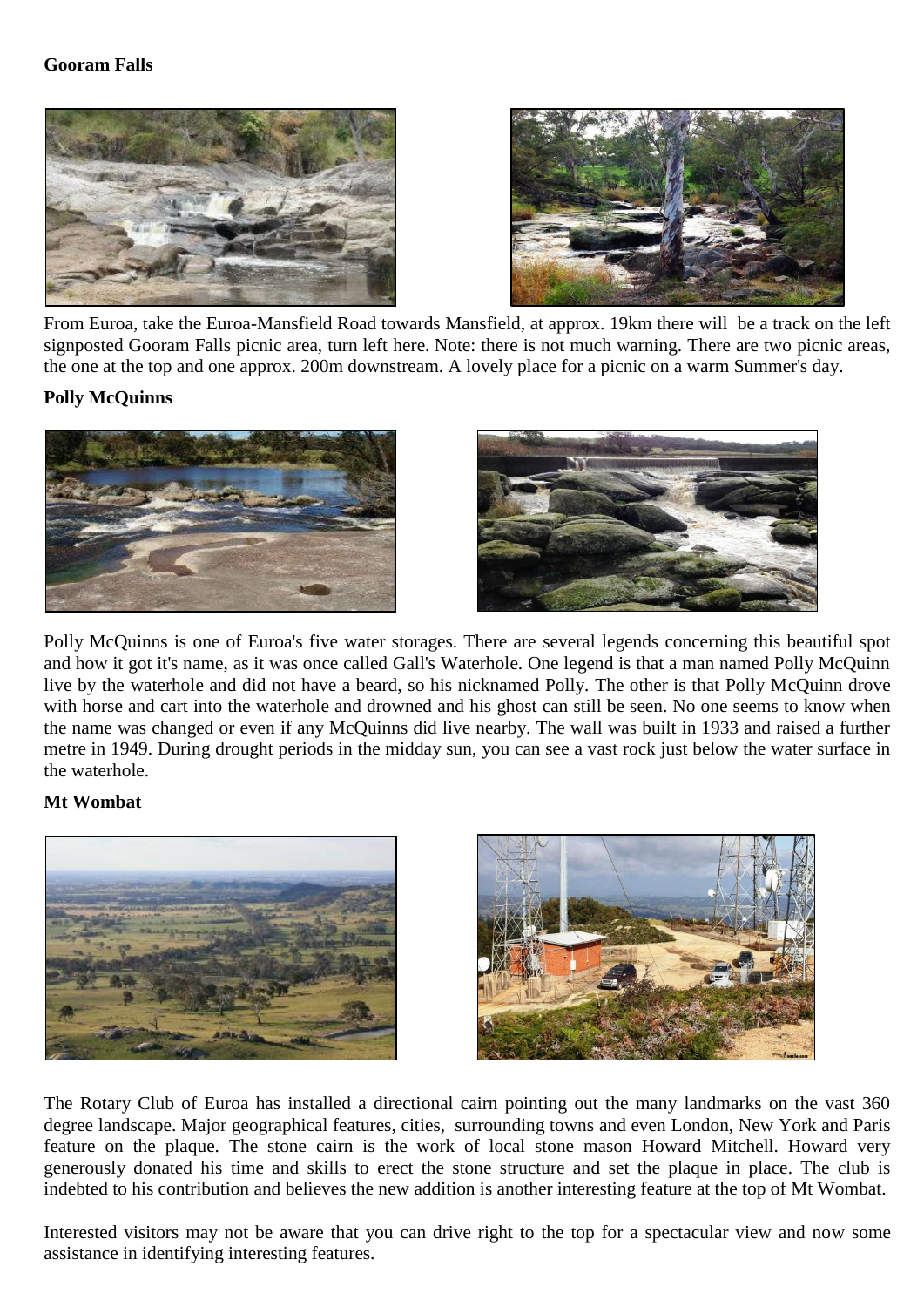**Gooram Falls**

From Euroa, take the Euroa-Mansfield Road towards Mansfield, at approx. 19km there will be a track on the left signposted Gooram Falls picnic area, turn left here. Note: there is not much warning. There are two picnic areas, the one at the top and one approx. 200m downstream. A lovely place for a picnic on a warm Summer's day.

**Polly McQuinns**

Polly McQuinns is one of Euroa's five water storages. There are several legends concerning this beautiful spot and how it got it's name, as it was once called Gall's Waterhole. One legend is that a man named Polly McQuinn live by the waterhole and did not have a beard, so his nicknamed Polly. The other is that Polly McQuinn drove with horse and cart into the waterhole and drowned and his ghost can still be seen. No one seems to know when the name was changed or even if any McQuinns did live nearby. The wall was built in 1933 and raised a further metre in 1949. During drought periods in the midday sun, you can see a vast rock just below the water surface in the waterhole.

**Mt Wombat**

The Rotary Club of Euroa has installed a directional cairn pointing out the many landmarks on the vast 360 degree landscape. Major geographical features, cities, surrounding towns and even London, New York and Paris feature on the plaque. The stone cairn is the work of local stone mason Howard Mitchell. Howard very generously donated his time and skills to erect the stone structure and set the plaque in place. The club is indebted to his contribution and believes the new addition is another interesting feature at the top of Mt Wombat.

Interested visitors may not be aware that you can drive right to the top for a spectacular view and now some assistance in identifying interesting features.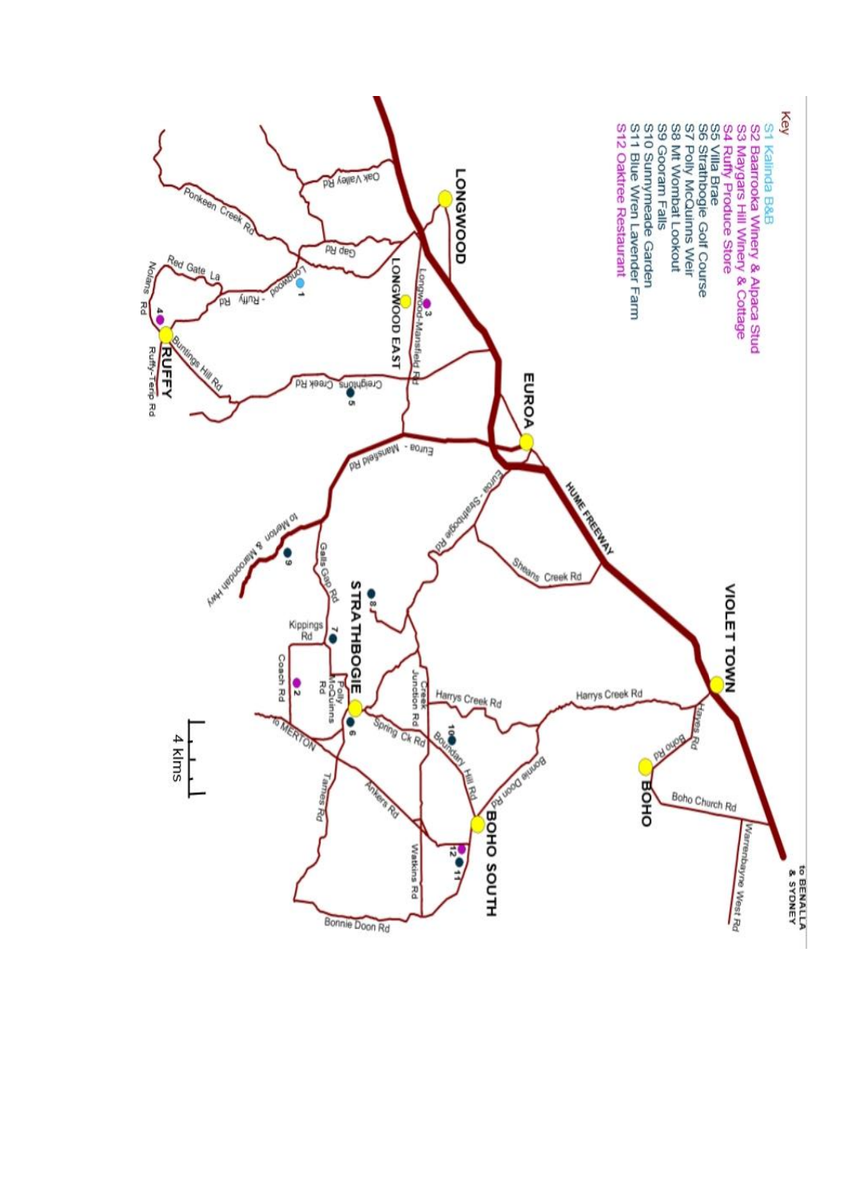Key

- S1 Kalinda B&B
- S2 Baarrooka Winery & Alpaca Stud
- S3 Maygars Hill Winery & Cottage
- S4 Ruffy Produce Store
- S5 Villa Brae
- S6 Strathbogie Golf Course
- S7 Polly McQuinns Weir
- S8 Mt Wombat Lookout
- S9 Gooram Falls
- S10 Sunnymeade Garden
- S11 Blue Wren Lavender Farm
- S12 Oaktree Restaurant

LONGWOOD, LONGWOOD EAST, RUFFY, EUROA, STRATHBOGIE, VIOLET TOWN, BOHO, BOHO SOUTH

HUME FREEWAY · to BENALLA & SYDNEY · to Merton & Maroondah Hwy · to MERTON

Oak Valley Rd · Ponkeen Creek Rd · Gap Rd · Longwood - Ruffy Rd · Red Gate La · Nolans Rd · Buntings Hill Rd · Ruffy-Terip Rd · Longwood-Mansfield Rd · Creightons Creek Rd · Euroa - Mansfield Rd · Euroa - Strathbogie Rd · Sheans Creek Rd · Galls Gap Rd · Kippings Rd · Coach Rd · Polly McQuinns Rd · Creek Junction Rd · Harrys Creek Rd · Spring Ck Rd · Boundary Hill Rd · Bonnie Doon Rd · Ankers Rd · Tames Rd · Watkins Rd · Hayes Rd · Boho Rd · Boho Church Rd · Warrenbayne West Rd

4 klms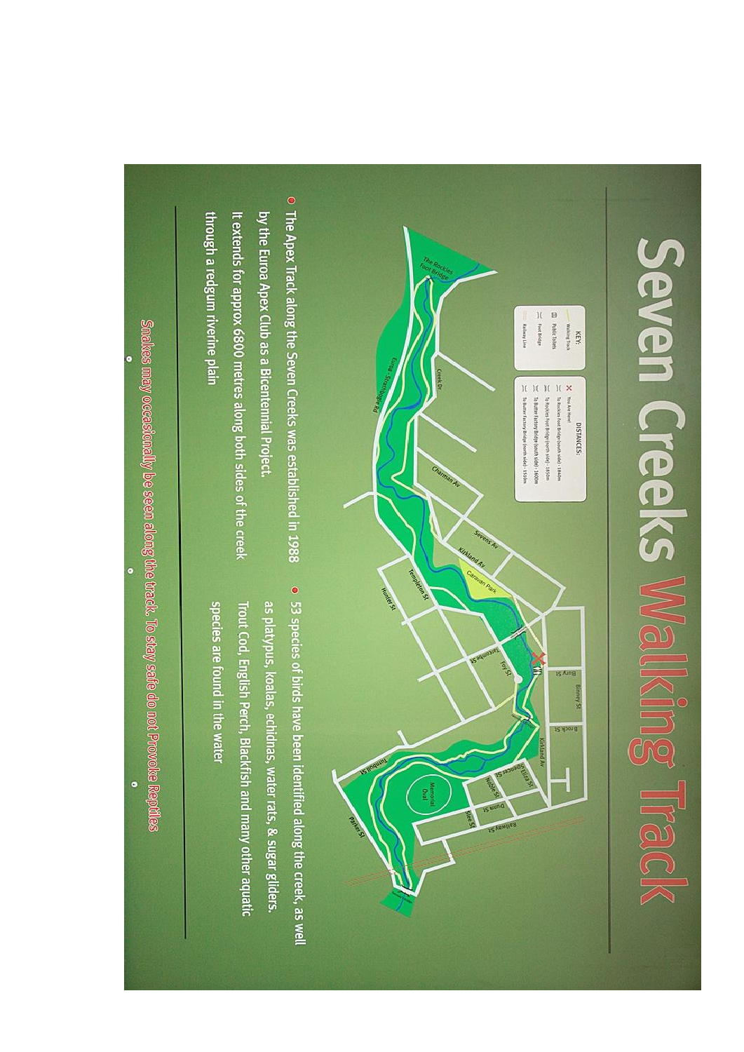# Seven Creeks Walking Track

- The Apex Track along the Seven Creeks was established in 1988 by the Euroa Apex Club as a Bicentennial Project. It extends for approx 6800 metres along both sides of the creek through a redgum riverine plain

- 53 species of birds have been identified along the creek, as well as platypus, koalas, echidnas, water rats, & sugar gliders. Trout Cod, English Perch, Blackfish and many other aquatic species are found in the water

Snakes may occasionally be seen along the track. To stay safe do not Provoke Reptiles